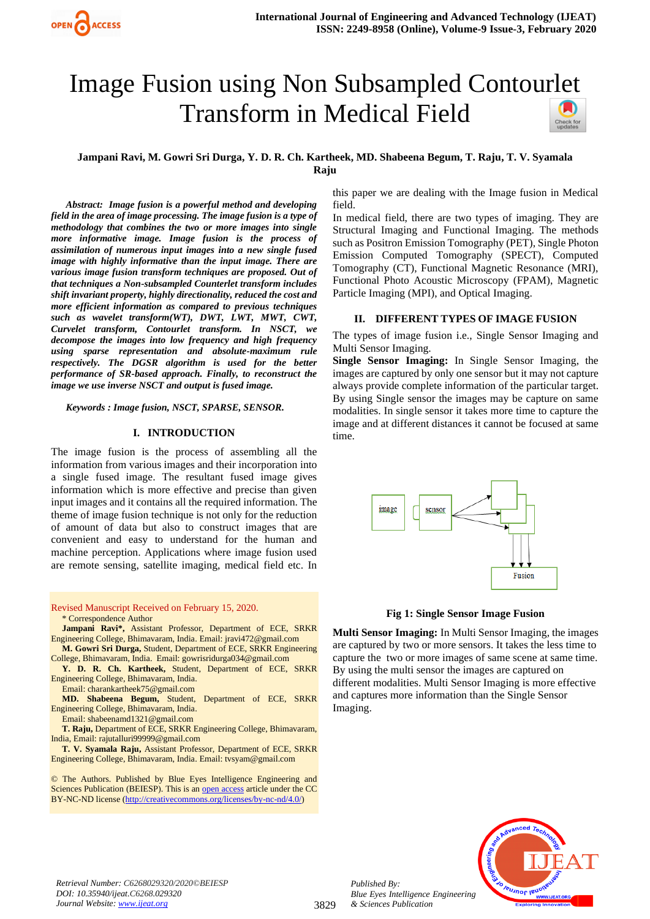# Image Fusion using Non Subsampled Contourlet Transform in Medical Field

**Jampani Ravi, M. Gowri Sri Durga, Y. D. R. Ch. Kartheek, MD. Shabeena Begum, T. Raju, T. V. Syamala Raju**

***Abstract:*** ***Image fusion is a powerful method and developing field in the area of image processing. The image fusion is a type of methodology that combines the two or more images into single more informative image. Image fusion is the process of assimilation of numerous input images into a new single fused image with highly informative than the input image. There are various image fusion transform techniques are proposed. Out of that techniques a Non-subsampled Counterlet transform includes shift invariant property, highly directionality, reduced the cost and more efficient information as compared to previous techniques such as wavelet transform(WT), DWT, LWT, MWT, CWT, Curvelet transform, Contourlet transform. In NSCT, we decompose the images into low frequency and high frequency using sparse representation and absolute-maximum rule respectively. The DGSR algorithm is used for the better performance of SR-based approach. Finally, to reconstruct the image we use inverse NSCT and output is fused image.***

***Keywords : Image fusion, NSCT, SPARSE, SENSOR.***

## I. INTRODUCTION

The image fusion is the process of assembling all the information from various images and their incorporation into a single fused image. The resultant fused image gives information which is more effective and precise than given input images and it contains all the required information. The theme of image fusion technique is not only for the reduction of amount of data but also to construct images that are convenient and easy to understand for the human and machine perception. Applications where image fusion used are remote sensing, satellite imaging, medical field etc. In this paper we are dealing with the Image fusion in Medical field.

In medical field, there are two types of imaging. They are Structural Imaging and Functional Imaging. The methods such as Positron Emission Tomography (PET), Single Photon Emission Computed Tomography (SPECT), Computed Tomography (CT), Functional Magnetic Resonance (MRI), Functional Photo Acoustic Microscopy (FPAM), Magnetic Particle Imaging (MPI), and Optical Imaging.

Revised Manuscript Received on February 15, 2020.

\* Correspondence Author

**Jampani Ravi\***, Assistant Professor, Department of ECE, SRKR Engineering College, Bhimavaram, India. Email: jravi472@gmail.com

**M. Gowri Sri Durga,** Student, Department of ECE, SRKR Engineering College, Bhimavaram, India. Email: gowrisridurga034@gmail.com

**Y. D. R. Ch. Kartheek,** Student, Department of ECE, SRKR Engineering College, Bhimavaram, India. Email: charankartheek75@gmail.com

**MD. Shabeena Begum,** Student, Department of ECE, SRKR Engineering College, Bhimavaram, India. Email: shabeenamd1321@gmail.com

**T. Raju,** Department of ECE, SRKR Engineering College, Bhimavaram, India, Email: rajutalluri99999@gmail.com

**T. V. Syamala Raju,** Assistant Professor, Department of ECE, SRKR Engineering College, Bhimavaram, India. Email: tvsyam@gmail.com

© The Authors. Published by Blue Eyes Intelligence Engineering and Sciences Publication (BEIESP). This is an open access article under the CC BY-NC-ND license (http://creativecommons.org/licenses/by-nc-nd/4.0/)

## II. DIFFERENT TYPES OF IMAGE FUSION

The types of image fusion i.e., Single Sensor Imaging and Multi Sensor Imaging.

**Single Sensor Imaging:** In Single Sensor Imaging, the images are captured by only one sensor but it may not capture always provide complete information of the particular target. By using Single sensor the images may be capture on same modalities. In single sensor it takes more time to capture the image and at different distances it cannot be focused at same time.

**Fig 1: Single Sensor Image Fusion**

**Multi Sensor Imaging:** In Multi Sensor Imaging, the images are captured by two or more sensors. It takes the less time to capture the two or more images of same scene at same time. By using the multi sensor the images are captured on different modalities. Multi Sensor Imaging is more effective and captures more information than the Single Sensor Imaging.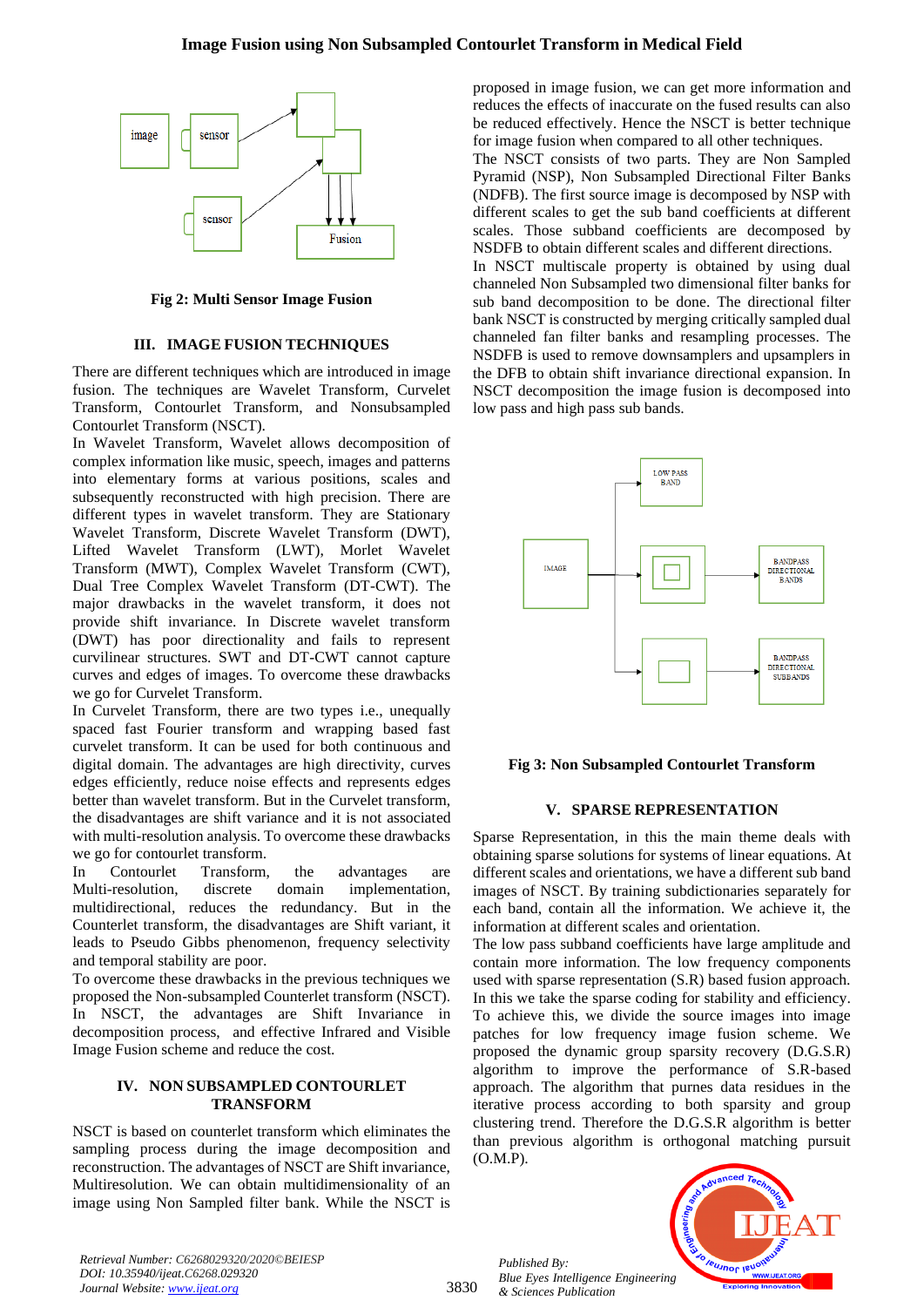Fig 2: Multi Sensor Image Fusion

## III. IMAGE FUSION TECHNIQUES

There are different techniques which are introduced in image fusion. The techniques are Wavelet Transform, Curvelet Transform, Contourlet Transform, and Nonsubsampled Contourlet Transform (NSCT).

In Wavelet Transform, Wavelet allows decomposition of complex information like music, speech, images and patterns into elementary forms at various positions, scales and subsequently reconstructed with high precision. There are different types in wavelet transform. They are Stationary Wavelet Transform, Discrete Wavelet Transform (DWT), Lifted Wavelet Transform (LWT), Morlet Wavelet Transform (MWT), Complex Wavelet Transform (CWT), Dual Tree Complex Wavelet Transform (DT-CWT). The major drawbacks in the wavelet transform, it does not provide shift invariance. In Discrete wavelet transform (DWT) has poor directionality and fails to represent curvilinear structures. SWT and DT-CWT cannot capture curves and edges of images. To overcome these drawbacks we go for Curvelet Transform.

In Curvelet Transform, there are two types i.e., unequally spaced fast Fourier transform and wrapping based fast curvelet transform. It can be used for both continuous and digital domain. The advantages are high directivity, curves edges efficiently, reduce noise effects and represents edges better than wavelet transform. But in the Curvelet transform, the disadvantages are shift variance and it is not associated with multi-resolution analysis. To overcome these drawbacks we go for contourlet transform.

In Contourlet Transform, the advantages are Multi-resolution, discrete domain implementation, multidirectional, reduces the redundancy. But in the Counterlet transform, the disadvantages are Shift variant, it leads to Pseudo Gibbs phenomenon, frequency selectivity and temporal stability are poor.

To overcome these drawbacks in the previous techniques we proposed the Non-subsampled Counterlet transform (NSCT). In NSCT, the advantages are Shift Invariance in decomposition process, and effective Infrared and Visible Image Fusion scheme and reduce the cost.

## IV. NON SUBSAMPLED CONTOURLET TRANSFORM

NSCT is based on counterlet transform which eliminates the sampling process during the image decomposition and reconstruction. The advantages of NSCT are Shift invariance, Multiresolution. We can obtain multidimensionality of an image using Non Sampled filter bank. While the NSCT is proposed in image fusion, we can get more information and reduces the effects of inaccurate on the fused results can also be reduced effectively. Hence the NSCT is better technique for image fusion when compared to all other techniques.

The NSCT consists of two parts. They are Non Sampled Pyramid (NSP), Non Subsampled Directional Filter Banks (NDFB). The first source image is decomposed by NSP with different scales to get the sub band coefficients at different scales. Those subband coefficients are decomposed by NSDFB to obtain different scales and different directions.

In NSCT multiscale property is obtained by using dual channeled Non Subsampled two dimensional filter banks for sub band decomposition to be done. The directional filter bank NSCT is constructed by merging critically sampled dual channeled fan filter banks and resampling processes. The NSDFB is used to remove downsamplers and upsamplers in the DFB to obtain shift invariance directional expansion. In NSCT decomposition the image fusion is decomposed into low pass and high pass sub bands.

Fig 3: Non Subsampled Contourlet Transform

## V. SPARSE REPRESENTATION

Sparse Representation, in this the main theme deals with obtaining sparse solutions for systems of linear equations. At different scales and orientations, we have a different sub band images of NSCT. By training subdictionaries separately for each band, contain all the information. We achieve it, the information at different scales and orientation.

The low pass subband coefficients have large amplitude and contain more information. The low frequency components used with sparse representation (S.R) based fusion approach. In this we take the sparse coding for stability and efficiency. To achieve this, we divide the source images into image patches for low frequency image fusion scheme. We proposed the dynamic group sparsity recovery (D.G.S.R) algorithm to improve the performance of S.R-based approach. The algorithm that purnes data residues in the iterative process according to both sparsity and group clustering trend. Therefore the D.G.S.R algorithm is better than previous algorithm is orthogonal matching pursuit (O.M.P).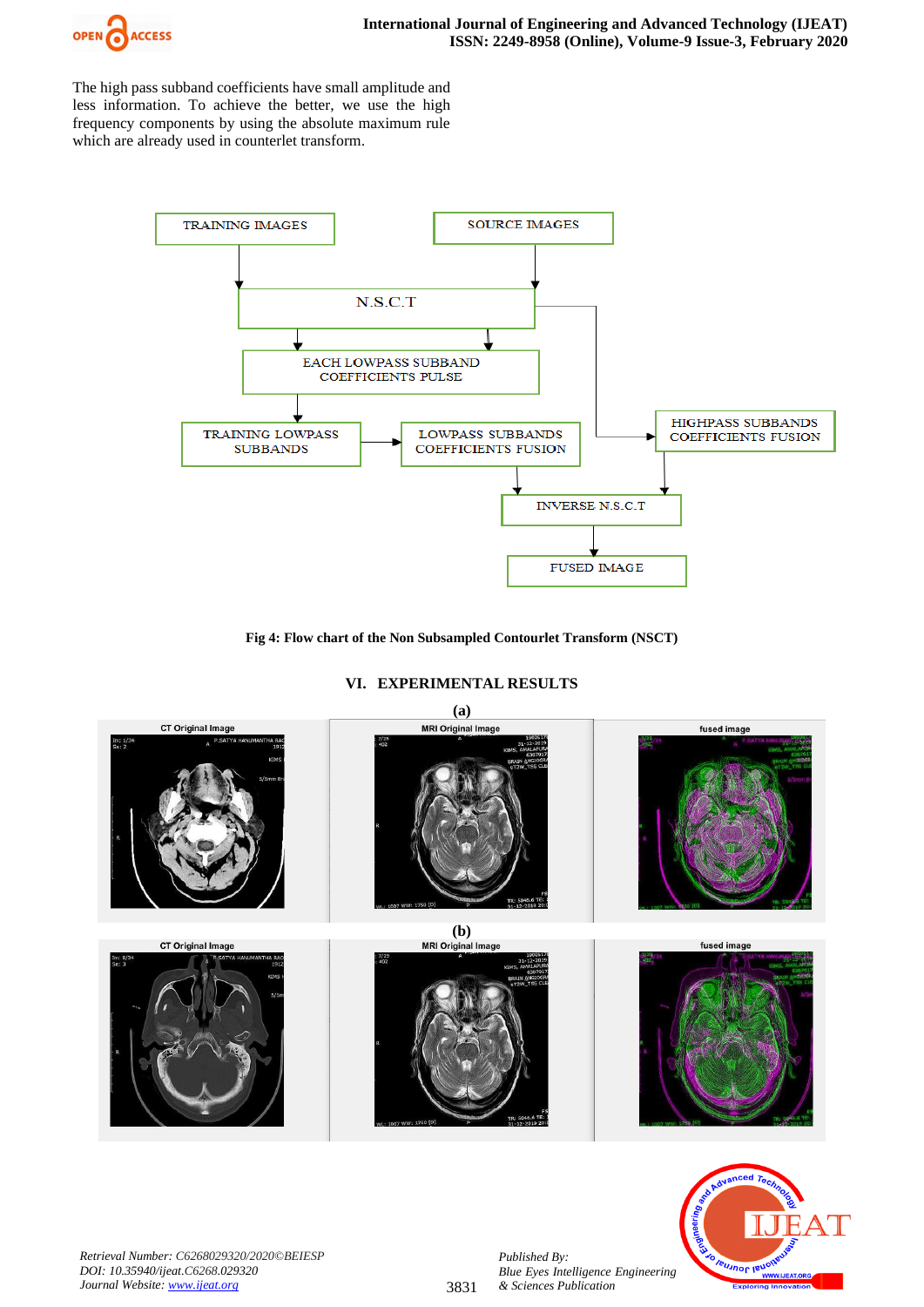The high pass subband coefficients have small amplitude and less information. To achieve the better, we use the high frequency components by using the absolute maximum rule which are already used in counterlet transform.

Fig 4: Flow chart of the Non Subsampled Contourlet Transform (NSCT)

## VI. EXPERIMENTAL RESULTS

(a)

(b)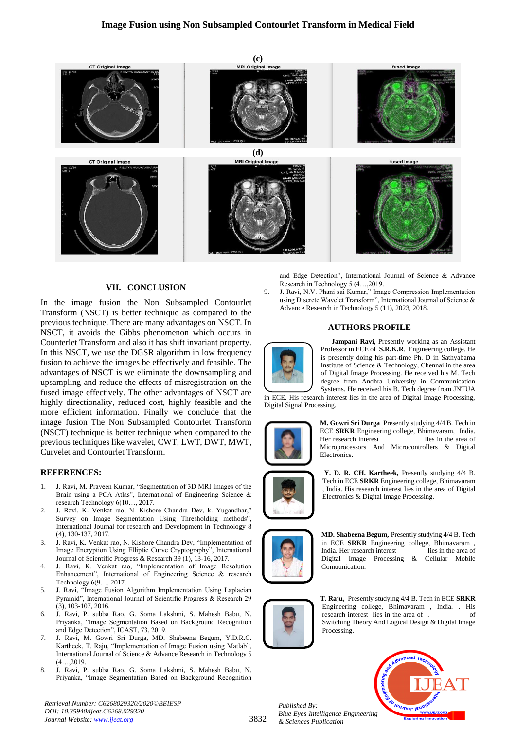(c)

CT Original Image MRI Original Image fused image

(d)

CT Original Image MRI Original Image fused image

## VII. CONCLUSION

In the image fusion the Non Subsampled Contourlet Transform (NSCT) is better technique as compared to the previous technique. There are many advantages on NSCT. In NSCT, it avoids the Gibbs phenomenon which occurs in Counterlet Transform and also it has shift invariant property. In this NSCT, we use the DGSR algorithm in low frequency fusion to achieve the images be effectively and feasible. The advantages of NSCT is we eliminate the downsampling and upsampling and reduce the effects of misregistration on the fused image effectively. The other advantages of NSCT are highly directionality, reduced cost, highly feasible and the more efficient information. Finally we conclude that the image fusion The Non Subsampled Contourlet Transform (NSCT) technique is better technique when compared to the previous techniques like wavelet, CWT, LWT, DWT, MWT, Curvelet and Contourlet Transform.

## REFERENCES:

1. J. Ravi, M. Praveen Kumar, "Segmentation of 3D MRI Images of the Brain using a PCA Atlas", International of Engineering Science & research Technology 6(10…, 2017.
2. J. Ravi, K. Venkat rao, N. Kishore Chandra Dev, k. Yugandhar," Survey on Image Segmentation Using Thresholding methods", International Journal for research and Development in Technology 8 (4), 130-137, 2017.
3. J. Ravi, K. Venkat rao, N. Kishore Chandra Dev, "Implementation of Image Encryption Using Elliptic Curve Cryptography", International Journal of Scientific Progress & Research 39 (1), 13-16, 2017.
4. J. Ravi, K. Venkat rao, "Implementation of Image Resolution Enhancement", International of Engineering Science & research Technology 6(9…, 2017.
5. J. Ravi, "Image Fusion Algorithm Implementation Using Laplacian Pyramid", International Journal of Scientific Progress & Research 29 (3), 103-107, 2016.
6. J. Ravi, P. subba Rao, G. Soma Lakshmi, S. Mahesh Babu, N. Priyanka, "Image Segmentation Based on Background Recognition and Edge Detection", ICAST, 73, 2019.
7. J. Ravi, M. Gowri Sri Durga, MD. Shabeena Begum, Y.D.R.C. Kartheek, T. Raju, "Implementation of Image Fusion using Matlab", International Journal of Science & Advance Research in Technology 5 (4…,2019.
8. J. Ravi, P. subba Rao, G. Soma Lakshmi, S. Mahesh Babu, N. Priyanka, "Image Segmentation Based on Background Recognition and Edge Detection", International Journal of Science & Advance Research in Technology 5 (4…,2019.
9. J. Ravi, N.V. Phani sai Kumar," Image Compression Implementation using Discrete Wavelet Transform", International Journal of Science & Advance Research in Technology 5 (11), 2023, 2018.

## AUTHORS PROFILE

**Jampani Ravi,** Presently working as an Assistant Professor in ECE of **S.R.K.R**. Engineering college. He is presently doing his part-time Ph. D in Sathyabama Institute of Science & Technology, Chennai in the area of Digital Image Processing. He received his M. Tech degree from Andhra University in Communication Systems. He received his B. Tech degree from JNTUA in ECE. His research interest lies in the area of Digital Image Processing, Digital Signal Processing.

**M. Gowri Sri Durga** Presently studying 4/4 B. Tech in ECE **SRKR** Engineering college, Bhimavaram, India. Her research interest lies in the area of Microprocessors And Microcontrollers & Digital Electronics.

**Y. D. R. CH. Kartheek,** Presently studying 4/4 B. Tech in ECE **SRKR** Engineering college, Bhimavaram , India. His research interest lies in the area of Digital Electronics & Digital Image Processing.

**MD. Shabeena Begum,** Presently studying 4/4 B. Tech in ECE **SRKR** Engineering college, Bhimavaram , India. Her research interest lies in the area of Digital Image Processing & Cellular Mobile Comuunication.

**T. Raju,** Presently studying 4/4 B. Tech in ECE **SRKR** Engineering college, Bhimavaram , India. . His research interest lies in the area of . of Switching Theory And Logical Design & Digital Image Processing.